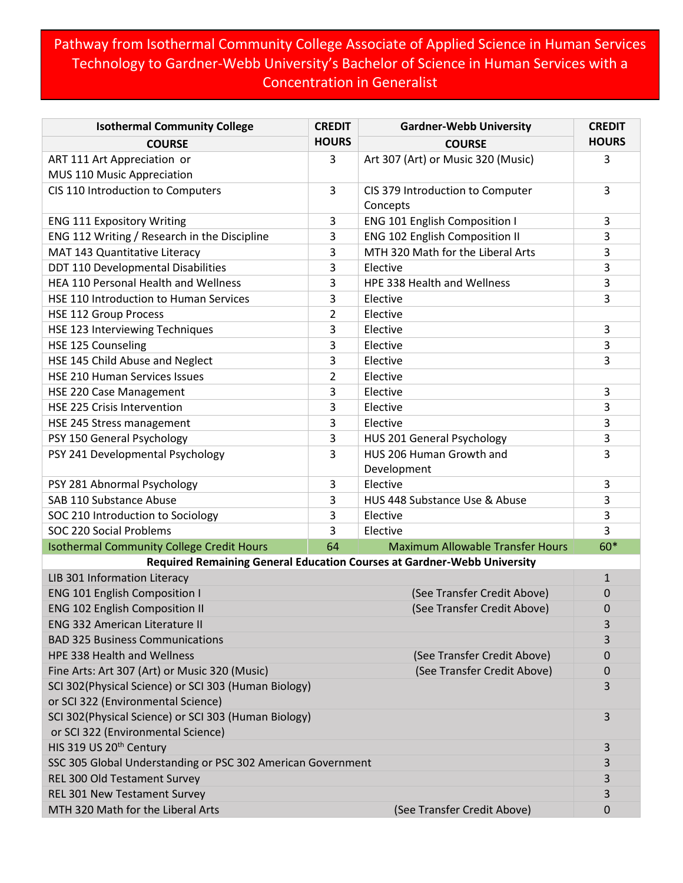# Pathway from Isothermal Community College Associate of Applied Science in Human Services Technology to Gardner-Webb University's Bachelor of Science in Human Services with a Concentration in Generalist

| Isothermal Community College COURSE | CREDIT HOURS | Gardner-Webb University COURSE | CREDIT HOURS |
|---|---|---|---|
| ART 111 Art Appreciation or MUS 110 Music Appreciation | 3 | Art 307 (Art) or Music 320 (Music) | 3 |
| CIS 110 Introduction to Computers | 3 | CIS 379 Introduction to Computer Concepts | 3 |
| ENG 111 Expository Writing | 3 | ENG 101 English Composition I | 3 |
| ENG 112 Writing / Research in the Discipline | 3 | ENG 102 English Composition II | 3 |
| MAT 143 Quantitative Literacy | 3 | MTH 320 Math for the Liberal Arts | 3 |
| DDT 110 Developmental Disabilities | 3 | Elective | 3 |
| HEA 110 Personal Health and Wellness | 3 | HPE 338 Health and Wellness | 3 |
| HSE 110 Introduction to Human Services | 3 | Elective | 3 |
| HSE 112 Group Process | 2 | Elective | |
| HSE 123 Interviewing Techniques | 3 | Elective | 3 |
| HSE 125 Counseling | 3 | Elective | 3 |
| HSE 145 Child Abuse and Neglect | 3 | Elective | 3 |
| HSE 210 Human Services Issues | 2 | Elective | |
| HSE 220 Case Management | 3 | Elective | 3 |
| HSE 225 Crisis Intervention | 3 | Elective | 3 |
| HSE 245 Stress management | 3 | Elective | 3 |
| PSY 150 General Psychology | 3 | HUS 201 General Psychology | 3 |
| PSY 241 Developmental Psychology | 3 | HUS 206 Human Growth and Development | 3 |
| PSY 281 Abnormal Psychology | 3 | Elective | 3 |
| SAB 110 Substance Abuse | 3 | HUS 448 Substance Use & Abuse | 3 |
| SOC 210 Introduction to Sociology | 3 | Elective | 3 |
| SOC 220 Social Problems | 3 | Elective | 3 |
| Isothermal Community College Credit Hours | 64 | Maximum Allowable Transfer Hours | 60* |

| Required Remaining General Education Courses at Gardner-Webb University | | |
|---|---|---|
| LIB 301 Information Literacy | | 1 |
| ENG 101 English Composition I | (See Transfer Credit Above) | 0 |
| ENG 102 English Composition II | (See Transfer Credit Above) | 0 |
| ENG 332 American Literature II | | 3 |
| BAD 325 Business Communications | | 3 |
| HPE 338 Health and Wellness | (See Transfer Credit Above) | 0 |
| Fine Arts: Art 307 (Art) or Music 320 (Music) | (See Transfer Credit Above) | 0 |
| SCI 302(Physical Science) or SCI 303 (Human Biology) or SCI 322 (Environmental Science) | | 3 |
| SCI 302(Physical Science) or SCI 303 (Human Biology) or SCI 322 (Environmental Science) | | 3 |
| HIS 319 US 20th Century | | 3 |
| SSC 305 Global Understanding or PSC 302 American Government | | 3 |
| REL 300 Old Testament Survey | | 3 |
| REL 301 New Testament Survey | | 3 |
| MTH 320 Math for the Liberal Arts | (See Transfer Credit Above) | 0 |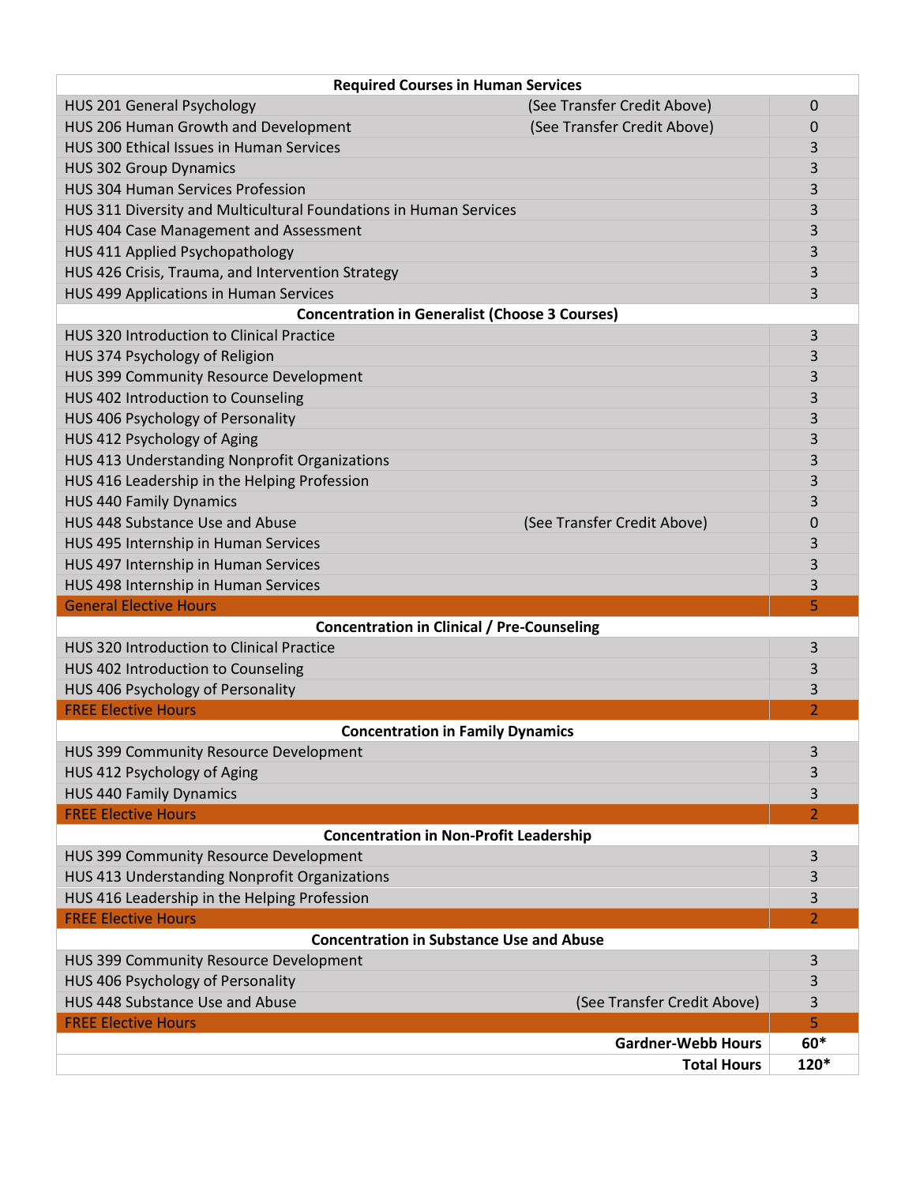| Required Courses in Human Services | | |
|---|---|---|
| HUS 201 General Psychology | (See Transfer Credit Above) | 0 |
| HUS 206 Human Growth and Development | (See Transfer Credit Above) | 0 |
| HUS 300 Ethical Issues in Human Services | | 3 |
| HUS 302 Group Dynamics | | 3 |
| HUS 304 Human Services Profession | | 3 |
| HUS 311 Diversity and Multicultural Foundations in Human Services | | 3 |
| HUS 404 Case Management and Assessment | | 3 |
| HUS 411 Applied Psychopathology | | 3 |
| HUS 426 Crisis, Trauma, and Intervention Strategy | | 3 |
| HUS 499 Applications in Human Services | | 3 |
| **Concentration in Generalist (Choose 3 Courses)** | | |
| HUS 320 Introduction to Clinical Practice | | 3 |
| HUS 374 Psychology of Religion | | 3 |
| HUS 399 Community Resource Development | | 3 |
| HUS 402 Introduction to Counseling | | 3 |
| HUS 406 Psychology of Personality | | 3 |
| HUS 412 Psychology of Aging | | 3 |
| HUS 413 Understanding Nonprofit Organizations | | 3 |
| HUS 416 Leadership in the Helping Profession | | 3 |
| HUS 440 Family Dynamics | | 3 |
| HUS 448 Substance Use and Abuse | (See Transfer Credit Above) | 0 |
| HUS 495 Internship in Human Services | | 3 |
| HUS 497 Internship in Human Services | | 3 |
| HUS 498 Internship in Human Services | | 3 |
| General Elective Hours | | 5 |
| **Concentration in Clinical / Pre-Counseling** | | |
| HUS 320 Introduction to Clinical Practice | | 3 |
| HUS 402 Introduction to Counseling | | 3 |
| HUS 406 Psychology of Personality | | 3 |
| FREE Elective Hours | | 2 |
| **Concentration in Family Dynamics** | | |
| HUS 399 Community Resource Development | | 3 |
| HUS 412 Psychology of Aging | | 3 |
| HUS 440 Family Dynamics | | 3 |
| FREE Elective Hours | | 2 |
| **Concentration in Non-Profit Leadership** | | |
| HUS 399 Community Resource Development | | 3 |
| HUS 413 Understanding Nonprofit Organizations | | 3 |
| HUS 416 Leadership in the Helping Profession | | 3 |
| FREE Elective Hours | | 2 |
| **Concentration in Substance Use and Abuse** | | |
| HUS 399 Community Resource Development | | 3 |
| HUS 406 Psychology of Personality | | 3 |
| HUS 448 Substance Use and Abuse | (See Transfer Credit Above) | 3 |
| FREE Elective Hours | | 5 |
| | **Gardner-Webb Hours** | **60*** |
| | **Total Hours** | **120*** |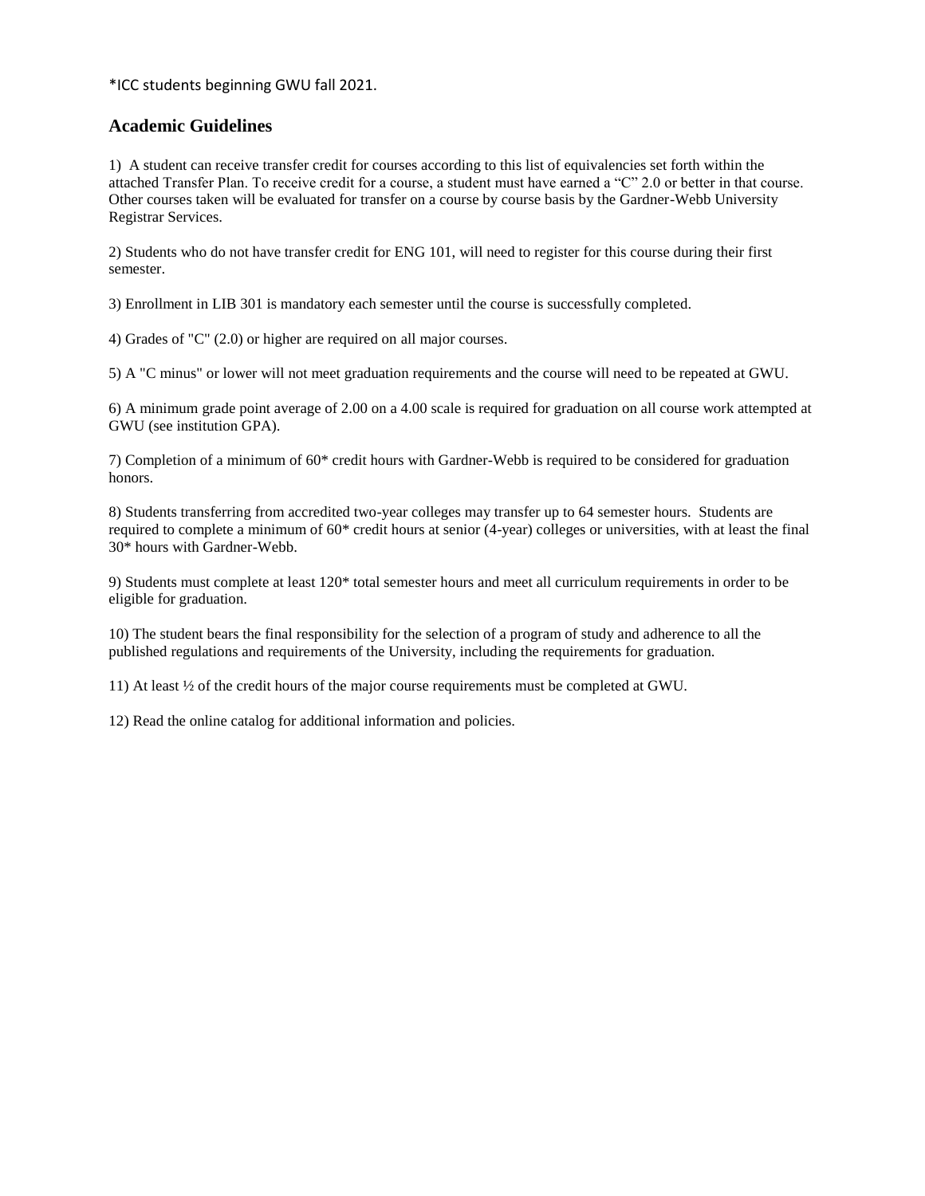*ICC students beginning GWU fall 2021.

## Academic Guidelines

1) A student can receive transfer credit for courses according to this list of equivalencies set forth within the attached Transfer Plan. To receive credit for a course, a student must have earned a "C" 2.0 or better in that course. Other courses taken will be evaluated for transfer on a course by course basis by the Gardner-Webb University Registrar Services.

2) Students who do not have transfer credit for ENG 101, will need to register for this course during their first semester.

3) Enrollment in LIB 301 is mandatory each semester until the course is successfully completed.

4) Grades of "C" (2.0) or higher are required on all major courses.

5) A "C minus" or lower will not meet graduation requirements and the course will need to be repeated at GWU.

6) A minimum grade point average of 2.00 on a 4.00 scale is required for graduation on all course work attempted at GWU (see institution GPA).

7) Completion of a minimum of 60* credit hours with Gardner-Webb is required to be considered for graduation honors.

8) Students transferring from accredited two-year colleges may transfer up to 64 semester hours. Students are required to complete a minimum of 60* credit hours at senior (4-year) colleges or universities, with at least the final 30* hours with Gardner-Webb.

9) Students must complete at least 120* total semester hours and meet all curriculum requirements in order to be eligible for graduation.

10) The student bears the final responsibility for the selection of a program of study and adherence to all the published regulations and requirements of the University, including the requirements for graduation.

11) At least ½ of the credit hours of the major course requirements must be completed at GWU.

12) Read the online catalog for additional information and policies.